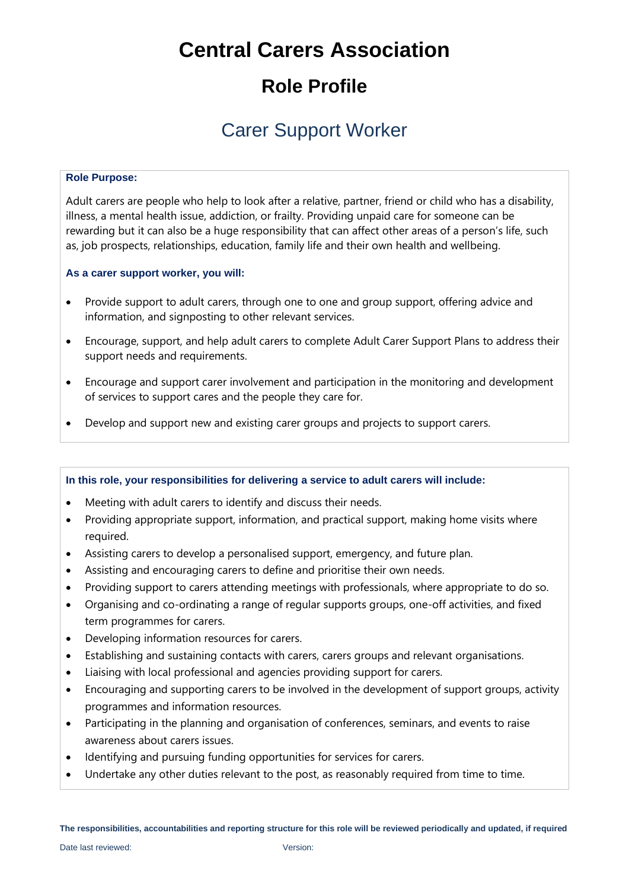# Central Carers Association

## Role Profile

## Carer Support Worker

**Role Purpose:**

Adult carers are people who help to look after a relative, partner, friend or child who has a disability, illness, a mental health issue, addiction, or frailty. Providing unpaid care for someone can be rewarding but it can also be a huge responsibility that can affect other areas of a person's life, such as, job prospects, relationships, education, family life and their own health and wellbeing.

**As a carer support worker, you will:**

- Provide support to adult carers, through one to one and group support, offering advice and information, and signposting to other relevant services.
- Encourage, support, and help adult carers to complete Adult Carer Support Plans to address their support needs and requirements.
- Encourage and support carer involvement and participation in the monitoring and development of services to support cares and the people they care for.
- Develop and support new and existing carer groups and projects to support carers.

**In this role, your responsibilities for delivering a service to adult carers will include:**

- Meeting with adult carers to identify and discuss their needs.
- Providing appropriate support, information, and practical support, making home visits where required.
- Assisting carers to develop a personalised support, emergency, and future plan.
- Assisting and encouraging carers to define and prioritise their own needs.
- Providing support to carers attending meetings with professionals, where appropriate to do so.
- Organising and co-ordinating a range of regular supports groups, one-off activities, and fixed term programmes for carers.
- Developing information resources for carers.
- Establishing and sustaining contacts with carers, carers groups and relevant organisations.
- Liaising with local professional and agencies providing support for carers.
- Encouraging and supporting carers to be involved in the development of support groups, activity programmes and information resources.
- Participating in the planning and organisation of conferences, seminars, and events to raise awareness about carers issues.
- Identifying and pursuing funding opportunities for services for carers.
- Undertake any other duties relevant to the post, as reasonably required from time to time.

**The responsibilities, accountabilities and reporting structure for this role will be reviewed periodically and updated, if required**

Date last reviewed: Version: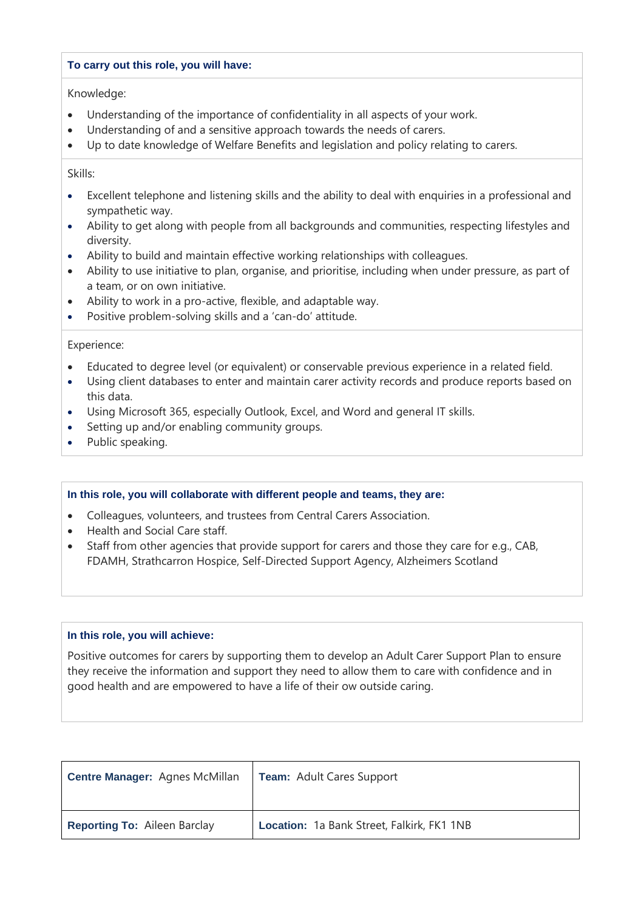### To carry out this role, you will have:

Knowledge:

- Understanding of the importance of confidentiality in all aspects of your work.
- Understanding of and a sensitive approach towards the needs of carers.
- Up to date knowledge of Welfare Benefits and legislation and policy relating to carers.

Skills:

- Excellent telephone and listening skills and the ability to deal with enquiries in a professional and sympathetic way.
- Ability to get along with people from all backgrounds and communities, respecting lifestyles and diversity.
- Ability to build and maintain effective working relationships with colleagues.
- Ability to use initiative to plan, organise, and prioritise, including when under pressure, as part of a team, or on own initiative.
- Ability to work in a pro-active, flexible, and adaptable way.
- Positive problem-solving skills and a 'can-do' attitude.

Experience:

- Educated to degree level (or equivalent) or conservable previous experience in a related field.
- Using client databases to enter and maintain carer activity records and produce reports based on this data.
- Using Microsoft 365, especially Outlook, Excel, and Word and general IT skills.
- Setting up and/or enabling community groups.
- Public speaking.

### In this role, you will collaborate with different people and teams, they are:

- Colleagues, volunteers, and trustees from Central Carers Association.
- Health and Social Care staff.
- Staff from other agencies that provide support for carers and those they care for e.g., CAB, FDAMH, Strathcarron Hospice, Self-Directed Support Agency, Alzheimers Scotland

### In this role, you will achieve:

Positive outcomes for carers by supporting them to develop an Adult Carer Support Plan to ensure they receive the information and support they need to allow them to care with confidence and in good health and are empowered to have a life of their ow outside caring.

| **Centre Manager:** Agnes McMillan | **Team:** Adult Cares Support |
|---|---|
| **Reporting To:** Aileen Barclay | **Location:** 1a Bank Street, Falkirk, FK1 1NB |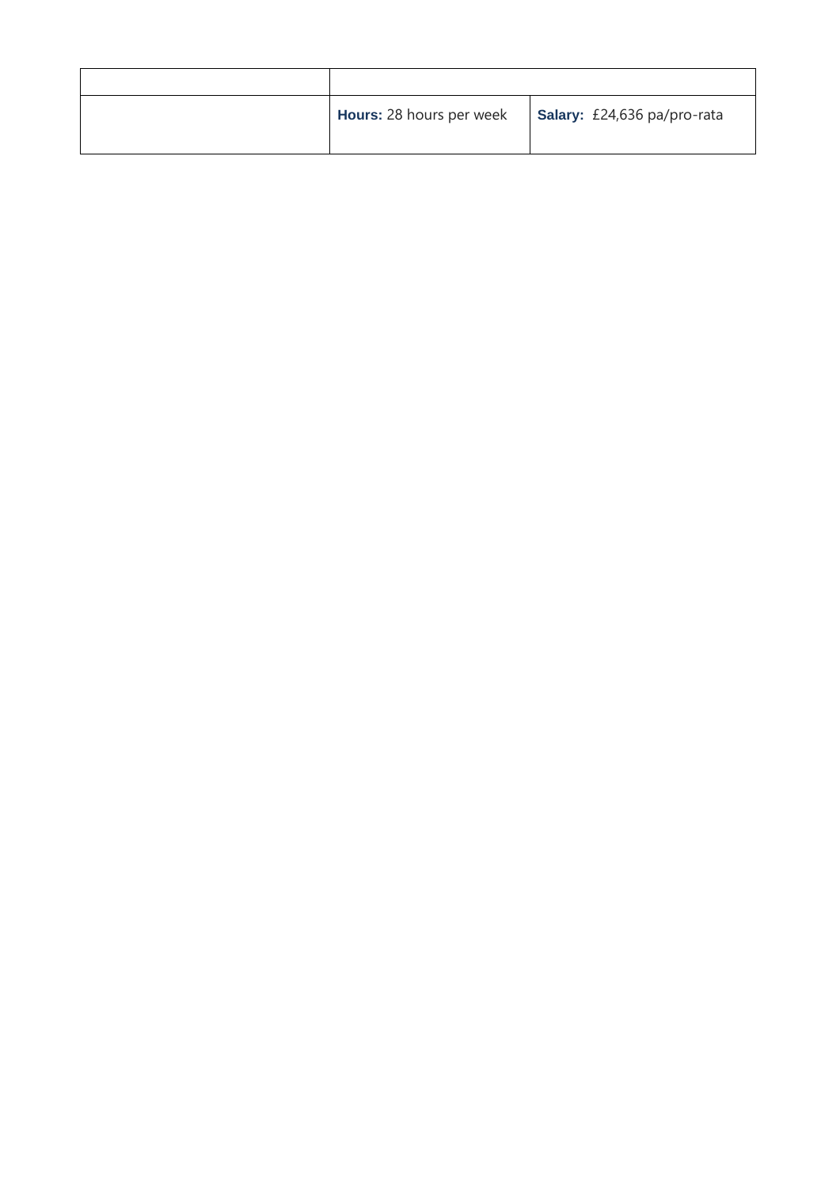| | | |
|---|---|---|
| | | |
| | **Hours:** 28 hours per week | **Salary:** £24,636 pa/pro-rata |